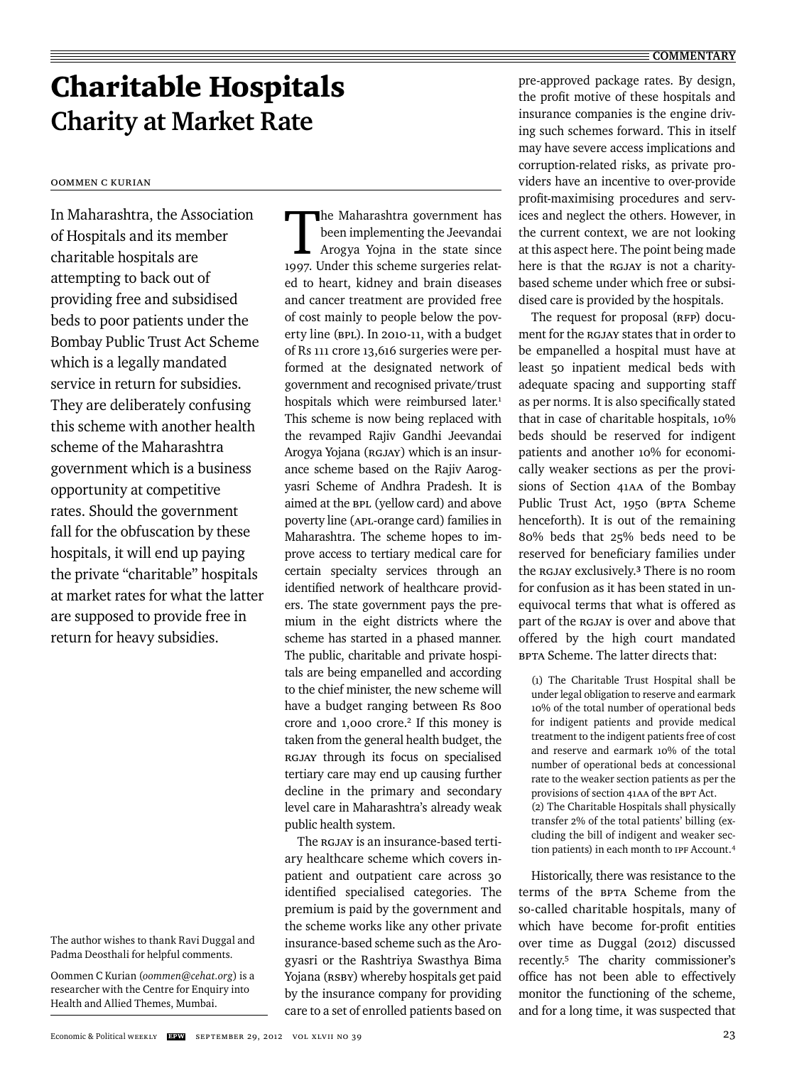# Charitable Hospitals

## Charity at Market Rate

Oommen C Kurian

In Maharashtra, the Association of Hospitals and its member charitable hospitals are attempting to back out of providing free and subsidised beds to poor patients under the Bombay Public Trust Act Scheme which is a legally mandated service in return for subsidies. They are deliberately confusing this scheme with another health scheme of the Maharashtra government which is a business opportunity at competitive rates. Should the government fall for the obfuscation by these hospitals, it will end up paying the private "charitable" hospitals at market rates for what the latter are supposed to provide free in return for heavy subsidies.

The author wishes to thank Ravi Duggal and Padma Deosthali for helpful comments.

Oommen C Kurian (*oommen@cehat.org*) is a researcher with the Centre for Enquiry into Health and Allied Themes, Mumbai.

The Maharashtra government has been implementing the Jeevandai Arogya Yojna in the state since 1997. Under this scheme surgeries related to heart, kidney and brain diseases and cancer treatment are provided free of cost mainly to people below the poverty line (BPL). In 2010-11, with a budget of Rs 111 crore 13,616 surgeries were performed at the designated network of government and recognised private/trust hospitals which were reimbursed later.[1] This scheme is now being replaced with the revamped Rajiv Gandhi Jeevandai Arogya Yojana (RGJAY) which is an insurance scheme based on the Rajiv Aarogyasri Scheme of Andhra Pradesh. It is aimed at the BPL (yellow card) and above poverty line (APL-orange card) families in Maharashtra. The scheme hopes to improve access to tertiary medical care for certain specialty services through an identified network of healthcare providers. The state government pays the premium in the eight districts where the scheme has started in a phased manner. The public, charitable and private hospitals are being empanelled and according to the chief minister, the new scheme will have a budget ranging between Rs 800 crore and 1,000 crore.[2] If this money is taken from the general health budget, the RGJAY through its focus on specialised tertiary care may end up causing further decline in the primary and secondary level care in Maharashtra's already weak public health system.

The RGJAY is an insurance-based tertiary healthcare scheme which covers inpatient and outpatient care across 30 identified specialised categories. The premium is paid by the government and the scheme works like any other private insurance-based scheme such as the Arogyasri or the Rashtriya Swasthya Bima Yojana (RSBY) whereby hospitals get paid by the insurance company for providing care to a set of enrolled patients based on pre-approved package rates. By design, the profit motive of these hospitals and insurance companies is the engine driving such schemes forward. This in itself may have severe access implications and corruption-related risks, as private providers have an incentive to over-provide profit-maximising procedures and services and neglect the others. However, in the current context, we are not looking at this aspect here. The point being made here is that the RGJAY is not a charity-based scheme under which free or subsidised care is provided by the hospitals.

The request for proposal (RFP) document for the RGJAY states that in order to be empanelled a hospital must have at least 50 inpatient medical beds with adequate spacing and supporting staff as per norms. It is also specifically stated that in case of charitable hospitals, 10% beds should be reserved for indigent patients and another 10% for economically weaker sections as per the provisions of Section 41AA of the Bombay Public Trust Act, 1950 (BPTA Scheme henceforth). It is out of the remaining 80% beds that 25% beds need to be reserved for beneficiary families under the RGJAY exclusively.[3] There is no room for confusion as it has been stated in unequivocal terms that what is offered as part of the RGJAY is over and above that offered by the high court mandated BPTA Scheme. The latter directs that:

> (1) The Charitable Trust Hospital shall be under legal obligation to reserve and earmark 10% of the total number of operational beds for indigent patients and provide medical treatment to the indigent patients free of cost and reserve and earmark 10% of the total number of operational beds at concessional rate to the weaker section patients as per the provisions of section 41AA of the BPT Act.
> (2) The Charitable Hospitals shall physically transfer 2% of the total patients' billing (excluding the bill of indigent and weaker section patients) in each month to IPF Account.[4]

Historically, there was resistance to the terms of the BPTA Scheme from the so-called charitable hospitals, many of which have become for-profit entities over time as Duggal (2012) discussed recently.[5] The charity commissioner's office has not been able to effectively monitor the functioning of the scheme, and for a long time, it was suspected that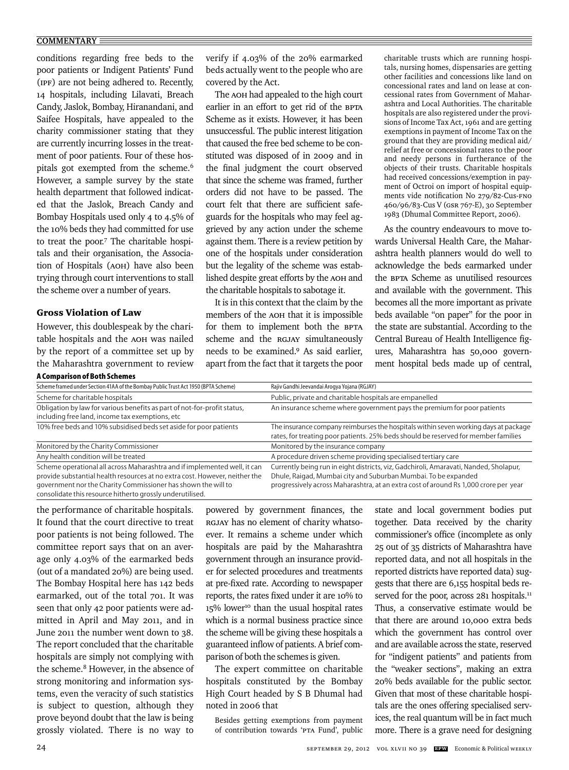conditions regarding free beds to the poor patients or Indigent Patients' Fund (IPF) are not being adhered to. Recently, 14 hospitals, including Lilavati, Breach Candy, Jaslok, Bombay, Hiranandani, and Saifee Hospitals, have appealed to the charity commissioner stating that they are currently incurring losses in the treatment of poor patients. Four of these hospitals got exempted from the scheme.[6] However, a sample survey by the state health department that followed indicated that the Jaslok, Breach Candy and Bombay Hospitals used only 4 to 4.5% of the 10% beds they had committed for use to treat the poor.[7] The charitable hospitals and their organisation, the Association of Hospitals (AOH) have also been trying through court interventions to stall the scheme over a number of years.

### Gross Violation of Law

However, this doublespeak by the charitable hospitals and the AOH was nailed by the report of a committee set up by the Maharashtra government to review the performance of charitable hospitals. It found that the court directive to treat poor patients is not being followed. The committee report says that on an average only 4.03% of the earmarked beds (out of a mandated 20%) are being used. The Bombay Hospital here has 142 beds earmarked, out of the total 701. It was seen that only 42 poor patients were admitted in April and May 2011, and in June 2011 the number went down to 38. The report concluded that the charitable hospitals are simply not complying with the scheme.[8] However, in the absence of strong monitoring and information systems, even the veracity of such statistics is subject to question, although they prove beyond doubt that the law is being grossly violated. There is no way to verify if 4.03% of the 20% earmarked beds actually went to the people who are covered by the Act.

The AOH had appealed to the high court earlier in an effort to get rid of the BPTA Scheme as it exists. However, it has been unsuccessful. The public interest litigation that caused the free bed scheme to be constituted was disposed of in 2009 and in the final judgment the court observed that since the scheme was framed, further orders did not have to be passed. The court felt that there are sufficient safeguards for the hospitals who may feel aggrieved by any action under the scheme against them. There is a review petition by one of the hospitals under consideration but the legality of the scheme was established despite great efforts by the AOH and the charitable hospitals to sabotage it.

It is in this context that the claim by the members of the AOH that it is impossible for them to implement both the BPTA scheme and the RGJAY simultaneously needs to be examined.[9] As said earlier, apart from the fact that it targets the poor powered by government finances, the RGJAY has no element of charity whatsoever. It remains a scheme under which hospitals are paid by the Maharashtra government through an insurance provider for selected procedures and treatments at pre-fixed rate. According to newspaper reports, the rates fixed under it are 10% to 15% lower[10] than the usual hospital rates which is a normal business practice since the scheme will be giving these hospitals a guaranteed inflow of patients. A brief comparison of both the schemes is given.

The expert committee on charitable hospitals constituted by the Bombay High Court headed by S B Dhumal had noted in 2006 that

> Besides getting exemptions from payment of contribution towards 'PTA Fund', public charitable trusts which are running hospitals, nursing homes, dispensaries are getting other facilities and concessions like land on concessional rates and land on lease at concessional rates from Government of Maharashtra and Local Authorities. The charitable hospitals are also registered under the provisions of Income Tax Act, 1961 and are getting exemptions in payment of Income Tax on the ground that they are providing medical aid/relief at free or concessional rates to the poor and needy persons in furtherance of the objects of their trusts. Charitable hospitals had received concessions/exemption in payment of Octroi on import of hospital equipments vide notification No 279/82-Cus-FNO 460/96/83-Cus V (GSR 767-E), 30 September 1983 (Dhumal Committee Report, 2006).

As the country endeavours to move towards Universal Health Care, the Maharashtra health planners would do well to acknowledge the beds earmarked under the BPTA Scheme as unutilised resources and available with the government. This becomes all the more important as private beds available "on paper" for the poor in the state are substantial. According to the Central Bureau of Health Intelligence figures, Maharashtra has 50,000 government hospital beds made up of central, state and local government bodies put together. Data received by the charity commissioner's office (incomplete as only 25 out of 35 districts of Maharashtra have reported data, and not all hospitals in the reported districts have reported data) suggests that there are 6,155 hospital beds reserved for the poor, across 281 hospitals.[11] Thus, a conservative estimate would be that there are around 10,000 extra beds which the government has control over and are available across the state, reserved for "indigent patients" and patients from the "weaker sections", making an extra 20% beds available for the public sector. Given that most of these charitable hospitals are the ones offering specialised services, the real quantum will be in fact much more. There is a grave need for designing

**A Comparison of Both Schemes**

| Scheme framed under Section 41AA of the Bombay Public Trust Act 1950 (BPTA Scheme) | Rajiv Gandhi Jeevandai Arogya Yojana (RGJAY) |
|---|---|
| Scheme for charitable hospitals | Public, private and charitable hospitals are empanelled |
| Obligation by law for various benefits as part of not-for-profit status, including free land, income tax exemptions, etc | An insurance scheme where government pays the premium for poor patients |
| 10% free beds and 10% subsidised beds set aside for poor patients | The insurance company reimburses the hospitals within seven working days at package rates, for treating poor patients. 25% beds should be reserved for member families |
| Monitored by the Charity Commissioner | Monitored by the insurance company |
| Any health condition will be treated | A procedure driven scheme providing specialised tertiary care |
| Scheme operational all across Maharashtra and if implemented well, it can provide substantial health resources at no extra cost. However, neither the government nor the Charity Commissioner has shown the will to consolidate this resource hitherto grossly underutilised. | Currently being run in eight districts, viz, Gadchiroli, Amaravati, Nanded, Sholapur, Dhule, Raigad, Mumbai city and Suburban Mumbai. To be expanded progressively across Maharashtra, at an extra cost of around Rs 1,000 crore per year |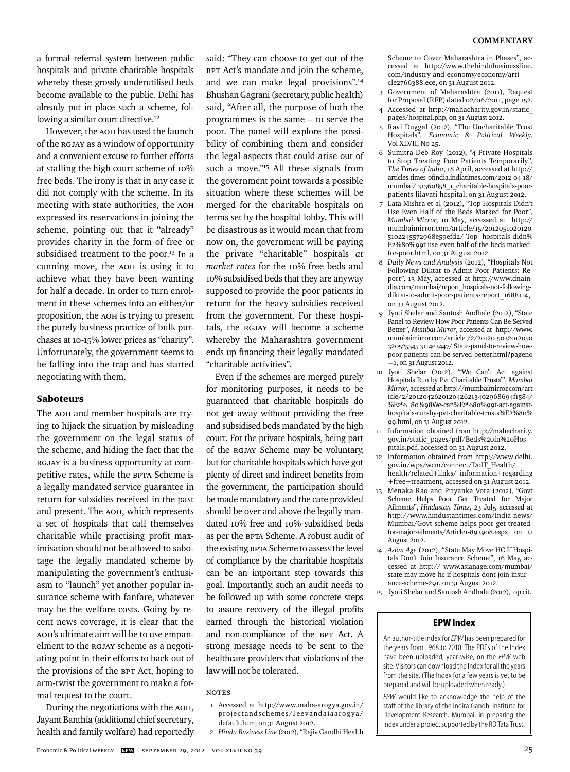a formal referral system between public hospitals and private charitable hospitals whereby these grossly underutilised beds become available to the public. Delhi has already put in place such a scheme, following a similar court directive.[12]

However, the AOH has used the launch of the RGJAY as a window of opportunity and a convenient excuse to further efforts at stalling the high court scheme of 10% free beds. The irony is that in any case it did not comply with the scheme. In its meeting with state authorities, the AOH expressed its reservations in joining the scheme, pointing out that it "already" provides charity in the form of free or subsidised treatment to the poor.[13] In a cunning move, the AOH is using it to achieve what they have been wanting for half a decade. In order to turn enrolment in these schemes into an either/or proposition, the AOH is trying to present the purely business practice of bulk purchases at 10-15% lower prices as "charity". Unfortunately, the government seems to be falling into the trap and has started negotiating with them.

## Saboteurs

The AOH and member hospitals are trying to hijack the situation by misleading the government on the legal status of the scheme, and hiding the fact that the RGJAY is a business opportunity at competitive rates, while the BPTA Scheme is a legally mandated service guarantee in return for subsidies received in the past and present. The AOH, which represents a set of hospitals that call themselves charitable while practising profit maximisation should not be allowed to sabotage the legally mandated scheme by manipulating the government's enthusiasm to "launch" yet another popular insurance scheme with fanfare, whatever may be the welfare costs. Going by recent news coverage, it is clear that the AOH's ultimate aim will be to use empanelment to the RGJAY scheme as a negotiating point in their efforts to back out of the provisions of the BPT Act, hoping to arm-twist the government to make a formal request to the court.

During the negotiations with the AOH, Jayant Banthia (additional chief secretary, health and family welfare) had reportedly said: "They can choose to get out of the BPT Act's mandate and join the scheme, and we can make legal provisions".[14] Bhushan Gagrani (secretary, public health) said, "After all, the purpose of both the programmes is the same – to serve the poor. The panel will explore the possibility of combining them and consider the legal aspects that could arise out of such a move."[15] All these signals from the government point towards a possible situation where these schemes will be merged for the charitable hospitals on terms set by the hospital lobby. This will be disastrous as it would mean that from now on, the government will be paying the private "charitable" hospitals *at market rates* for the 10% free beds and 10% subsidised beds that they are anyway supposed to provide the poor patients in return for the heavy subsidies received from the government. For these hospitals, the RGJAY will become a scheme whereby the Maharashtra government ends up financing their legally mandated "charitable activities".

Even if the schemes are merged purely for monitoring purposes, it needs to be guaranteed that charitable hospitals do not get away without providing the free and subsidised beds mandated by the high court. For the private hospitals, being part of the RGJAY Scheme may be voluntary, but for charitable hospitals which have got plenty of direct and indirect benefits from the government, the participation should be made mandatory and the care provided should be over and above the legally mandated 10% free and 10% subsidised beds as per the BPTA Scheme. A robust audit of the existing BPTA Scheme to assess the level of compliance by the charitable hospitals can be an important step towards this goal. Importantly, such an audit needs to be followed up with some concrete steps to assure recovery of the illegal profits earned through the historical violation and non-compliance of the BPT Act. A strong message needs to be sent to the healthcare providers that violations of the law will not be tolerated.

## Notes

1 Accessed at http://www.maha-arogya.gov.in/projectandschemes/Jeevandaiaarogya/default.htm, on 31 August 2012.

2 *Hindu Business Line* (2012), "Rajiv Gandhi Health Scheme to Cover Maharashtra in Phases", accessed at http://www.thehindubusinessline.com/industry-and-economy/economy/article2766388.ece, on 31 August 2012.

3 Government of Maharashtra (2011), Request for Proposal (RFP) dated 02/06/2011, page 152.

4 Accessed at http://mahacharity.gov.in/static_pages/hospital.php, on 31 August 2012.

5 Ravi Duggal (2012), "The Uncharitable Trust Hospitals", *Economic & Political Weekly*, Vol XLVII, No 25.

6 Sumitra Deb Roy (2012), "4 Private Hospitals to Stop Treating Poor Patients Temporarily", *The Times of India*, 18 April, accessed at http://articles.times ofindia.indiatimes.com/2012-04-18/mumbai/ 31360858_1_charitable-hospitals-poor-patients-lilavati-hospital, on 31 August 2012.

7 Lata Mishra et al (2012), "Top Hospitals Didn't Use Even Half of the Beds Marked for Poor", *Mumbai Mirror*, 10 May, accessed at http://mumbaimirror.com/article/15/2012051020120 5102245572968e59efd2/ Top- hospitals-didn% E2%80%99t-use-even-half-of-the-beds-marked-for-poor.html, on 31 August 2012.

8 *Daily News and Analysis* (2012), "Hospitals Not Following Diktat to Admit Poor Patients: Report", 13 May, accessed at http://www.dnaindia.com/mumbai/report_hospitals-not-following-diktat-to-admit-poor-patients-report_1688114, on 31 August 2012.

9 Jyoti Shelar and Santosh Andhale (2012), "State Panel to Review How Poor Patients Can Be Served Better", *Mumbai Mirror*, accessed at http://www.mumbaimirror.com/article /2/20120 5032012050 320525545 3114e3447/ State-panel-to-review-how-poor-patients-can-be-served-better.html?pageno =1, on 31 August 2012.

10 Jyoti Shelar (2012), "'We Can't Act against Hospitals Run by Pvt Charitable Trusts'", *Mumbai Mirror*, accessed at http://mumbaimirror.com/article/2/2012042620120426213402968694f1584/ %E2% 80%98We-can%E2%80%99t-act-against-hospitals-run-by-pvt-charitable-trusts%E2%80% 99.html, on 31 August 2012.

11 Information obtained from http://mahacharity.gov.in/static_pages/pdf/Beds%20in%20Hospitals.pdf, accessed on 31 August 2012.

12 Information obtained from http://www.delhi.gov.in/wps/wcm/connect/DoIT_Health/health/related+links/ information+regarding +free+treatment, accessed on 31 August 2012.

13 Menaka Rao and Priyanka Vora (2012), "Govt Scheme Helps Poor Get Treated for Major Ailments", *Hindustan Times*, 23 July, accessed at http://www.hindustantimes.com/India-news/Mumbai/Govt-scheme-helps-poor-get-treated-for-major-ailments/Article1-893908.aspx, on 31 August 2012.

14 *Asian Age* (2012), "State May Move HC If Hospitals Don't Join Insurance Scheme", 16 May, accessed at http:// www.asianage.com/mumbai/state-may-move-hc-if-hospitals-dont-join-insurance-scheme-291, on 31 August 2012.

15 Jyoti Shelar and Santosh Andhale (2012), op cit.

### EPW Index

An author-title index for *EPW* has been prepared for the years from 1968 to 2010. The PDFs of the Index have been uploaded, year-wise, on the *EPW* web site. Visitors can download the Index for all the years from the site. (The Index for a few years is yet to be prepared and will be uploaded when ready.)

*EPW* would like to acknowledge the help of the staff of the library of the Indira Gandhi Institute for Development Research, Mumbai, in preparing the index under a project supported by the RD Tata Trust.